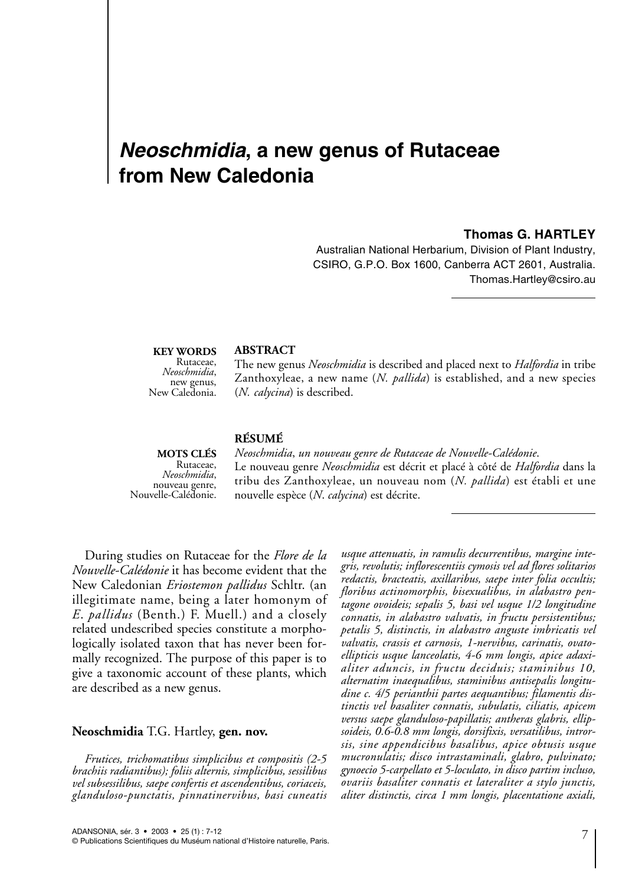# *Neoschmidia*, a new genus of Rutaceae from New Caledonia

**Thomas G. HARTLEY**

Australian National Herbarium, Division of Plant Industry, CSIRO, G.P.O. Box 1600, Canberra ACT 2601, Australia.
Thomas.Hartley@csiro.au

**KEY WORDS**
Rutaceae,
*Neoschmidia*,
new genus,
New Caledonia.

**ABSTRACT**

The new genus *Neoschmidia* is described and placed next to *Halfordia* in tribe Zanthoxyleae, a new name (*N. pallida*) is established, and a new species (*N. calycina*) is described.

**MOTS CLÉS**
Rutaceae,
*Neoschmidia*,
nouveau genre,
Nouvelle-Calédonie.

**RÉSUMÉ**

*Neoschmidia, un nouveau genre de Rutaceae de Nouvelle-Calédonie.*
Le nouveau genre *Neoschmidia* est décrit et placé à côté de *Halfordia* dans la tribu des Zanthoxyleae, un nouveau nom (*N. pallida*) est établi et une nouvelle espèce (*N. calycina*) est décrite.

During studies on Rutaceae for the *Flore de la Nouvelle-Calédonie* it has become evident that the New Caledonian *Eriostemon pallidus* Schltr. (an illegitimate name, being a later homonym of *E. pallidus* (Benth.) F. Muell.) and a closely related undescribed species constitute a morphologically isolated taxon that has never been formally recognized. The purpose of this paper is to give a taxonomic account of these plants, which are described as a new genus.

**Neoschmidia** T.G. Hartley, **gen. nov.**

*Frutices, trichomatibus simplicibus et compositis (2-5 brachiis radiantibus); foliis alternis, simplicibus, sessilibus vel subsessilibus, saepe confertis et ascendentibus, coriaceis, glanduloso-punctatis, pinnatinervibus, basi cuneatis usque attenuatis, in ramulis decurrentibus, margine integris, revolutis; inflorescentiis cymosis vel ad flores solitarios redactis, bracteatis, axillaribus, saepe inter folia occultis; floribus actinomorphis, bisexualibus, in alabastro pentagone ovoideis; sepalis 5, basi vel usque 1/2 longitudine connatis, in alabastro valvatis, in fructu persistentibus; petalis 5, distinctis, in alabastro anguste imbricatis vel valvatis, crassis et carnosis, 1-nervibus, carinatis, ovato-ellipticis usque lanceolatis, 4-6 mm longis, apice adaxialiter aduncis, in fructu deciduis; staminibus 10, alternatim inaequalibus, staminibus antisepalis longitudine c. 4/5 perianthii partes aequantibus; filamentis distinctis vel basaliter connatis, subulatis, ciliatis, apicem versus saepe glanduloso-papillatis; antheras glabris, ellipsoideis, 0.6-0.8 mm longis, dorsifixis, versatilibus, introrsis, sine appendicibus basalibus, apice obtusis usque mucronulatis; disco intrastaminali, glabro, pulvinato; gynoecio 5-carpellato et 5-loculato, in disco partim incluso, ovariis basaliter connatis et lateraliter a stylo junctis, aliter distinctis, circa 1 mm longis, placentatione axiali,*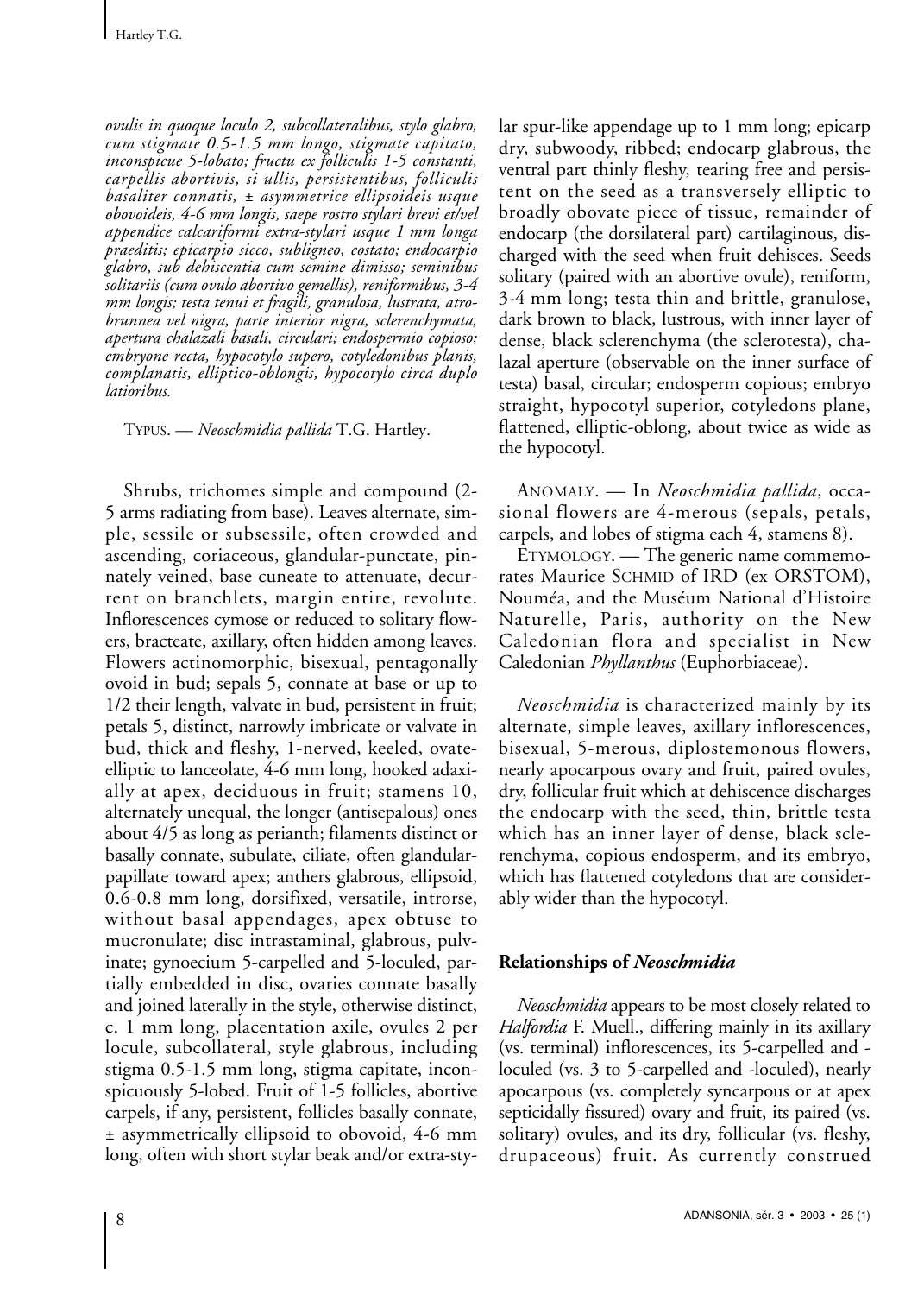*ovulis in quoque loculo 2, subcollateralibus, stylo glabro, cum stigmate 0.5-1.5 mm longo, stigmate capitato, inconspicue 5-lobato; fructu ex folliculis 1-5 constanti, carpellis abortivis, si ullis, persistentibus, folliculis basaliter connatis, ± asymmetrice ellipsoideis usque obovoideis, 4-6 mm longis, saepe rostro stylari brevi et/vel appendice calcariformi extra-stylari usque 1 mm longa praeditis; epicarpio sicco, subligneo, costato; endocarpio glabro, sub dehiscentia cum semine dimisso; seminibus solitariis (cum ovulo abortivo gemellis), reniformibus, 3-4 mm longis; testa tenui et fragili, granulosa, lustrata, atrobrunnea vel nigra, parte interior nigra, sclerenchymata, apertura chalazali basali, circulari; endospermio copioso; embryone recta, hypocotylo supero, cotyledonibus planis, complanatis, elliptico-oblongis, hypocotylo circa duplo latioribus.*

TYPUS. — *Neoschmidia pallida* T.G. Hartley.

Shrubs, trichomes simple and compound (2-5 arms radiating from base). Leaves alternate, simple, sessile or subsessile, often crowded and ascending, coriaceous, glandular-punctate, pinnately veined, base cuneate to attenuate, decurrent on branchlets, margin entire, revolute. Inflorescences cymose or reduced to solitary flowers, bracteate, axillary, often hidden among leaves. Flowers actinomorphic, bisexual, pentagonally ovoid in bud; sepals 5, connate at base or up to 1/2 their length, valvate in bud, persistent in fruit; petals 5, distinct, narrowly imbricate or valvate in bud, thick and fleshy, 1-nerved, keeled, ovate-elliptic to lanceolate, 4-6 mm long, hooked adaxially at apex, deciduous in fruit; stamens 10, alternately unequal, the longer (antisepalous) ones about 4/5 as long as perianth; filaments distinct or basally connate, subulate, ciliate, often glandular-papillate toward apex; anthers glabrous, ellipsoid, 0.6-0.8 mm long, dorsifixed, versatile, introrse, without basal appendages, apex obtuse to mucronulate; disc intrastaminal, glabrous, pulvinate; gynoecium 5-carpelled and 5-loculed, partially embedded in disc, ovaries connate basally and joined laterally in the style, otherwise distinct, c. 1 mm long, placentation axile, ovules 2 per locule, subcollateral, style glabrous, including stigma 0.5-1.5 mm long, stigma capitate, inconspicuously 5-lobed. Fruit of 1-5 follicles, abortive carpels, if any, persistent, follicles basally connate, ± asymmetrically ellipsoid to obovoid, 4-6 mm long, often with short stylar beak and/or extra-stylar spur-like appendage up to 1 mm long; epicarp dry, subwoody, ribbed; endocarp glabrous, the ventral part thinly fleshy, tearing free and persistent on the seed as a transversely elliptic to broadly obovate piece of tissue, remainder of endocarp (the dorsilateral part) cartilaginous, discharged with the seed when fruit dehisces. Seeds solitary (paired with an abortive ovule), reniform, 3-4 mm long; testa thin and brittle, granulose, dark brown to black, lustrous, with inner layer of dense, black sclerenchyma (the sclerotesta), chalazal aperture (observable on the inner surface of testa) basal, circular; endosperm copious; embryo straight, hypocotyl superior, cotyledons plane, flattened, elliptic-oblong, about twice as wide as the hypocotyl.

ANOMALY. — In *Neoschmidia pallida*, occasional flowers are 4-merous (sepals, petals, carpels, and lobes of stigma each 4, stamens 8).

ETYMOLOGY. — The generic name commemorates Maurice SCHMID of IRD (ex ORSTOM), Nouméa, and the Muséum National d'Histoire Naturelle, Paris, authority on the New Caledonian flora and specialist in New Caledonian *Phyllanthus* (Euphorbiaceae).

*Neoschmidia* is characterized mainly by its alternate, simple leaves, axillary inflorescences, bisexual, 5-merous, diplostemonous flowers, nearly apocarpous ovary and fruit, paired ovules, dry, follicular fruit which at dehiscence discharges the endocarp with the seed, thin, brittle testa which has an inner layer of dense, black sclerenchyma, copious endosperm, and its embryo, which has flattened cotyledons that are considerably wider than the hypocotyl.

## Relationships of *Neoschmidia*

*Neoschmidia* appears to be most closely related to *Halfordia* F. Muell., differing mainly in its axillary (vs. terminal) inflorescences, its 5-carpelled and -loculed (vs. 3 to 5-carpelled and -loculed), nearly apocarpous (vs. completely syncarpous or at apex septicidally fissured) ovary and fruit, its paired (vs. solitary) ovules, and its dry, follicular (vs. fleshy, drupaceous) fruit. As currently construed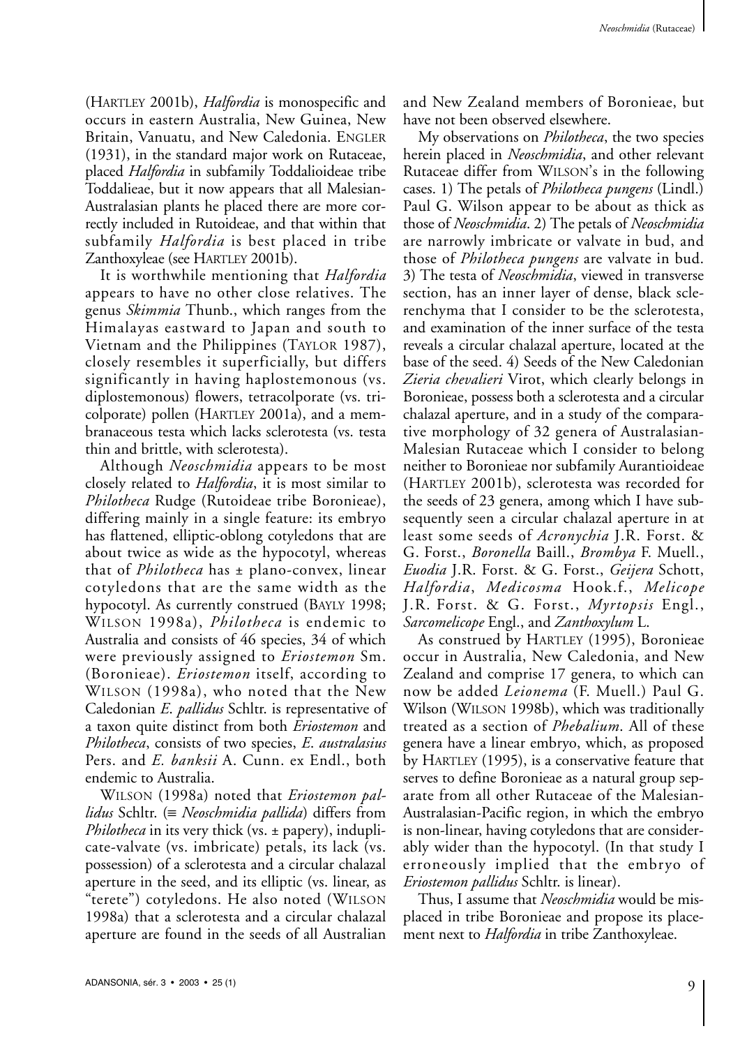(HARTLEY 2001b), *Halfordia* is monospecific and occurs in eastern Australia, New Guinea, New Britain, Vanuatu, and New Caledonia. ENGLER (1931), in the standard major work on Rutaceae, placed *Halfordia* in subfamily Toddalioideae tribe Toddalieae, but it now appears that all Malesian-Australasian plants he placed there are more correctly included in Rutoideae, and that within that subfamily *Halfordia* is best placed in tribe Zanthoxyleae (see HARTLEY 2001b).

It is worthwhile mentioning that *Halfordia* appears to have no other close relatives. The genus *Skimmia* Thunb., which ranges from the Himalayas eastward to Japan and south to Vietnam and the Philippines (TAYLOR 1987), closely resembles it superficially, but differs significantly in having haplostemonous (vs. diplostemonous) flowers, tetracolporate (vs. tricolporate) pollen (HARTLEY 2001a), and a membranaceous testa which lacks sclerotesta (vs. testa thin and brittle, with sclerotesta).

Although *Neoschmidia* appears to be most closely related to *Halfordia*, it is most similar to *Philotheca* Rudge (Rutoideae tribe Boronieae), differing mainly in a single feature: its embryo has flattened, elliptic-oblong cotyledons that are about twice as wide as the hypocotyl, whereas that of *Philotheca* has ± plano-convex, linear cotyledons that are the same width as the hypocotyl. As currently construed (BAYLY 1998; WILSON 1998a), *Philotheca* is endemic to Australia and consists of 46 species, 34 of which were previously assigned to *Eriostemon* Sm. (Boronieae). *Eriostemon* itself, according to WILSON (1998a), who noted that the New Caledonian *E. pallidus* Schltr. is representative of a taxon quite distinct from both *Eriostemon* and *Philotheca*, consists of two species, *E. australasius* Pers. and *E. banksii* A. Cunn. ex Endl., both endemic to Australia.

WILSON (1998a) noted that *Eriostemon pallidus* Schltr. (≡ *Neoschmidia pallida*) differs from *Philotheca* in its very thick (vs. ± papery), induplicate-valvate (vs. imbricate) petals, its lack (vs. possession) of a sclerotesta and a circular chalazal aperture in the seed, and its elliptic (vs. linear, as "terete") cotyledons. He also noted (WILSON 1998a) that a sclerotesta and a circular chalazal aperture are found in the seeds of all Australian and New Zealand members of Boronieae, but have not been observed elsewhere.

My observations on *Philotheca*, the two species herein placed in *Neoschmidia*, and other relevant Rutaceae differ from WILSON's in the following cases. 1) The petals of *Philotheca pungens* (Lindl.) Paul G. Wilson appear to be about as thick as those of *Neoschmidia*. 2) The petals of *Neoschmidia* are narrowly imbricate or valvate in bud, and those of *Philotheca pungens* are valvate in bud. 3) The testa of *Neoschmidia*, viewed in transverse section, has an inner layer of dense, black sclerenchyma that I consider to be the sclerotesta, and examination of the inner surface of the testa reveals a circular chalazal aperture, located at the base of the seed. 4) Seeds of the New Caledonian *Zieria chevalieri* Virot, which clearly belongs in Boronieae, possess both a sclerotesta and a circular chalazal aperture, and in a study of the comparative morphology of 32 genera of Australasian-Malesian Rutaceae which I consider to belong neither to Boronieae nor subfamily Aurantioideae (HARTLEY 2001b), sclerotesta was recorded for the seeds of 23 genera, among which I have subsequently seen a circular chalazal aperture in at least some seeds of *Acronychia* J.R. Forst. & G. Forst., *Boronella* Baill., *Brombya* F. Muell., *Euodia* J.R. Forst. & G. Forst., *Geijera* Schott, *Halfordia*, *Medicosma* Hook.f., *Melicope* J.R. Forst. & G. Forst., *Myrtopsis* Engl., *Sarcomelicope* Engl., and *Zanthoxylum* L.

As construed by HARTLEY (1995), Boronieae occur in Australia, New Caledonia, and New Zealand and comprise 17 genera, to which can now be added *Leionema* (F. Muell.) Paul G. Wilson (WILSON 1998b), which was traditionally treated as a section of *Phebalium*. All of these genera have a linear embryo, which, as proposed by HARTLEY (1995), is a conservative feature that serves to define Boronieae as a natural group separate from all other Rutaceae of the Malesian-Australasian-Pacific region, in which the embryo is non-linear, having cotyledons that are considerably wider than the hypocotyl. (In that study I erroneously implied that the embryo of *Eriostemon pallidus* Schltr. is linear).

Thus, I assume that *Neoschmidia* would be misplaced in tribe Boronieae and propose its placement next to *Halfordia* in tribe Zanthoxyleae.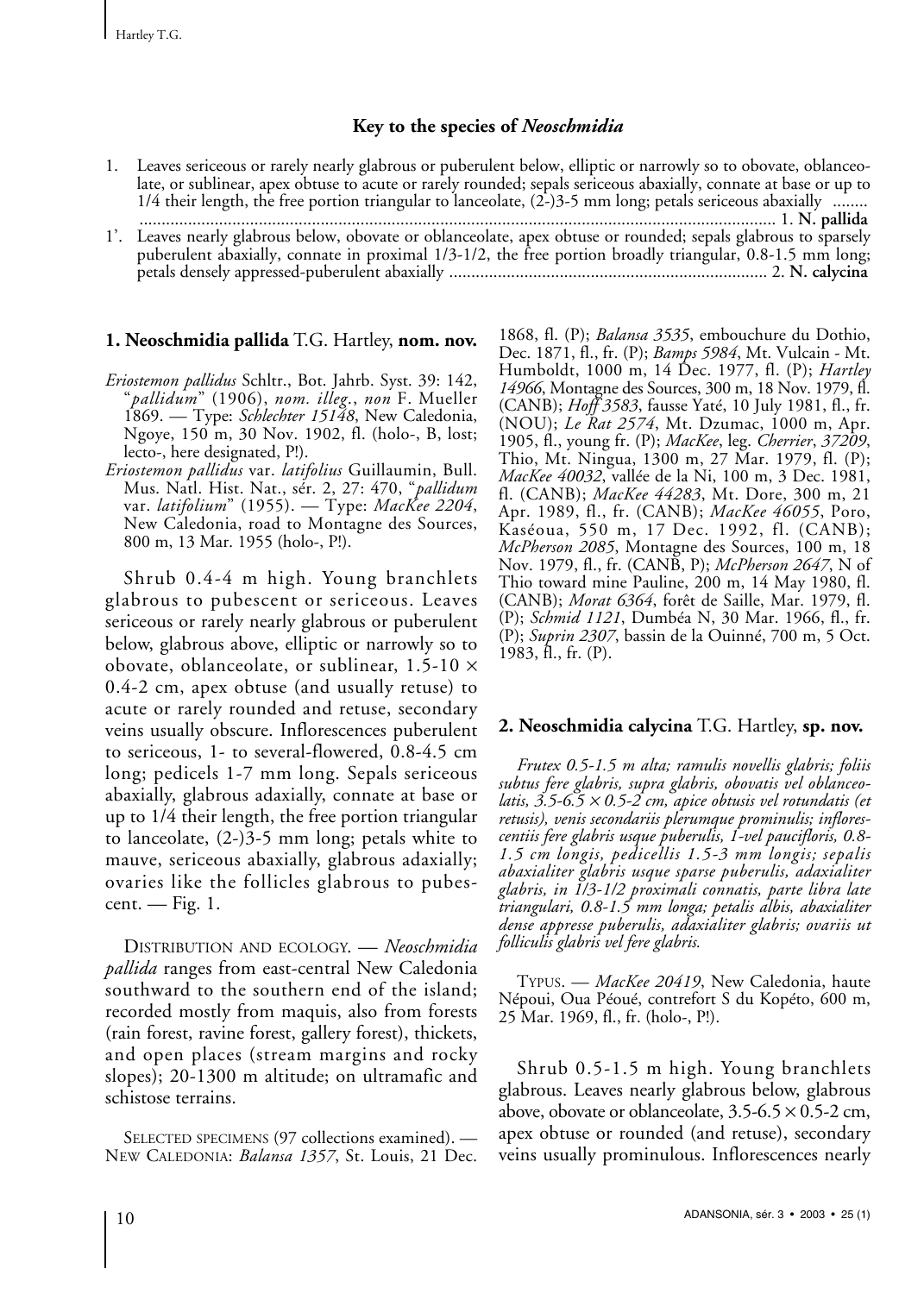### Key to the species of *Neoschmidia*

1. Leaves sericeous or rarely nearly glabrous or puberulent below, elliptic or narrowly so to obovate, oblanceolate, or sublinear, apex obtuse to acute or rarely rounded; sepals sericeous abaxially, connate at base or up to 1/4 their length, the free portion triangular to lanceolate, (2-)3-5 mm long; petals sericeous abaxially ........ ............................................................................................................................................ 1. **N. pallida**
1'. Leaves nearly glabrous below, obovate or oblanceolate, apex obtuse or rounded; sepals glabrous to sparsely puberulent abaxially, connate in proximal 1/3-1/2, the free portion broadly triangular, 0.8-1.5 mm long; petals densely appressed-puberulent abaxially ....................................................................... 2. **N. calycina**

### 1. Neoschmidia pallida T.G. Hartley, nom. nov.

*Eriostemon pallidus* Schltr., Bot. Jahrb. Syst. 39: 142, "*pallidum*" (1906), *nom. illeg.*, *non* F. Mueller 1869. — Type: *Schlechter 15148*, New Caledonia, Ngoye, 150 m, 30 Nov. 1902, fl. (holo-, B, lost; lecto-, here designated, P!).

*Eriostemon pallidus* var. *latifolius* Guillaumin, Bull. Mus. Natl. Hist. Nat., sér. 2, 27: 470, "*pallidum* var. *latifolium*" (1955). — Type: *MacKee 2204*, New Caledonia, road to Montagne des Sources, 800 m, 13 Mar. 1955 (holo-, P!).

Shrub 0.4-4 m high. Young branchlets glabrous to pubescent or sericeous. Leaves sericeous or rarely nearly glabrous or puberulent below, glabrous above, elliptic or narrowly so to obovate, oblanceolate, or sublinear, 1.5-10 × 0.4-2 cm, apex obtuse (and usually retuse) to acute or rarely rounded and retuse, secondary veins usually obscure. Inflorescences puberulent to sericeous, 1- to several-flowered, 0.8-4.5 cm long; pedicels 1-7 mm long. Sepals sericeous abaxially, glabrous adaxially, connate at base or up to 1/4 their length, the free portion triangular to lanceolate, (2-)3-5 mm long; petals white to mauve, sericeous abaxially, glabrous adaxially; ovaries like the follicles glabrous to pubescent. — Fig. 1.

DISTRIBUTION AND ECOLOGY. — *Neoschmidia pallida* ranges from east-central New Caledonia southward to the southern end of the island; recorded mostly from maquis, also from forests (rain forest, ravine forest, gallery forest), thickets, and open places (stream margins and rocky slopes); 20-1300 m altitude; on ultramafic and schistose terrains.

SELECTED SPECIMENS (97 collections examined). — NEW CALEDONIA: *Balansa 1357*, St. Louis, 21 Dec. 1868, fl. (P); *Balansa 3535*, embouchure du Dothio, Dec. 1871, fl., fr. (P); *Bamps 5984*, Mt. Vulcain - Mt. Humboldt, 1000 m, 14 Dec. 1977, fl. (P); *Hartley 14966*, Montagne des Sources, 300 m, 18 Nov. 1979, fl. (CANB); *Hoff 3583*, fausse Yaté, 10 July 1981, fl., fr. (NOU); *Le Rat 2574*, Mt. Dzumac, 1000 m, Apr. 1905, fl., young fr. (P); *MacKee*, leg. *Cherrier*, *37209*, Thio, Mt. Ningua, 1300 m, 27 Mar. 1979, fl. (P); *MacKee 40032*, vallée de la Ni, 100 m, 3 Dec. 1981, fl. (CANB); *MacKee 44283*, Mt. Dore, 300 m, 21 Apr. 1989, fl., fr. (CANB); *MacKee 46055*, Poro, Kaséoua, 550 m, 17 Dec. 1992, fl. (CANB); *McPherson 2085*, Montagne des Sources, 100 m, 18 Nov. 1979, fl., fr. (CANB, P); *McPherson 2647*, N of Thio toward mine Pauline, 200 m, 14 May 1980, fl. (CANB); *Morat 6364*, forêt de Saille, Mar. 1979, fl. (P); *Schmid 1121*, Dumbéa N, 30 Mar. 1966, fl., fr. (P); *Suprin 2307*, bassin de la Ouinné, 700 m, 5 Oct. 1983, fl., fr. (P).

### 2. Neoschmidia calycina T.G. Hartley, sp. nov.

*Frutex 0.5-1.5 m alta; ramulis novellis glabris; foliis subtus fere glabris, supra glabris, obovatis vel oblanceolatis, 3.5-6.5 × 0.5-2 cm, apice obtusis vel rotundatis (et retusis), venis secondariis plerumque prominulis; inflorescentiis fere glabris usque puberulis, 1-vel paucifloris, 0.8-1.5 cm longis, pedicellis 1.5-3 mm longis; sepalis abaxialiter glabris usque sparse puberulis, adaxialiter glabris, in 1/3-1/2 proximali connatis, parte libra late triangulari, 0.8-1.5 mm longa; petalis albis, abaxialiter dense apresse puberulis, adaxialiter glabris; ovariis ut folliculis glabris vel fere glabris.*

TYPUS. — *MacKee 20419*, New Caledonia, haute Népoui, Oua Péoué, contrefort S du Kopéto, 600 m, 25 Mar. 1969, fl., fr. (holo-, P!).

Shrub 0.5-1.5 m high. Young branchlets glabrous. Leaves nearly glabrous below, glabrous above, obovate or oblanceolate, 3.5-6.5 × 0.5-2 cm, apex obtuse or rounded (and retuse), secondary veins usually prominulous. Inflorescences nearly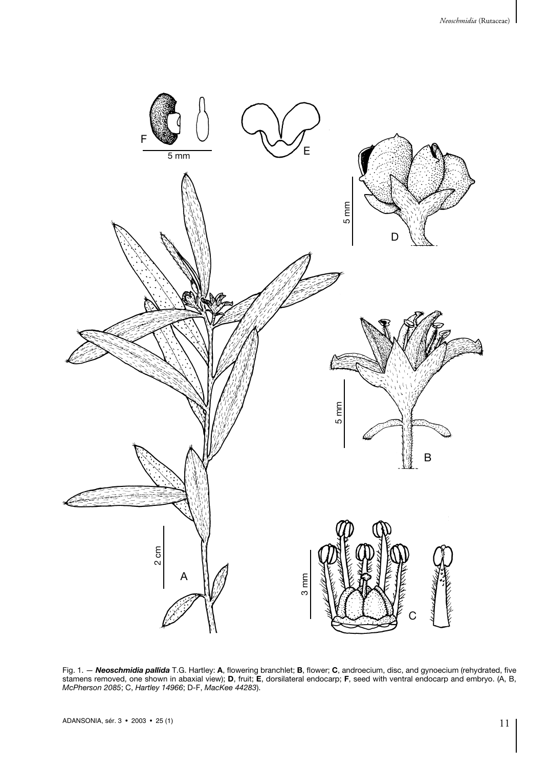Fig. 1. — ***Neoschmidia pallida*** T.G. Hartley: **A**, flowering branchlet; **B**, flower; **C**, androecium, disc, and gynoecium (rehydrated, five stamens removed, one shown in abaxial view); **D**, fruit; **E**, dorsilateral endocarp; **F**, seed with ventral endocarp and embryo. (A, B, *McPherson 2085*; C, *Hartley 14966*; D-F, *MacKee 44283*).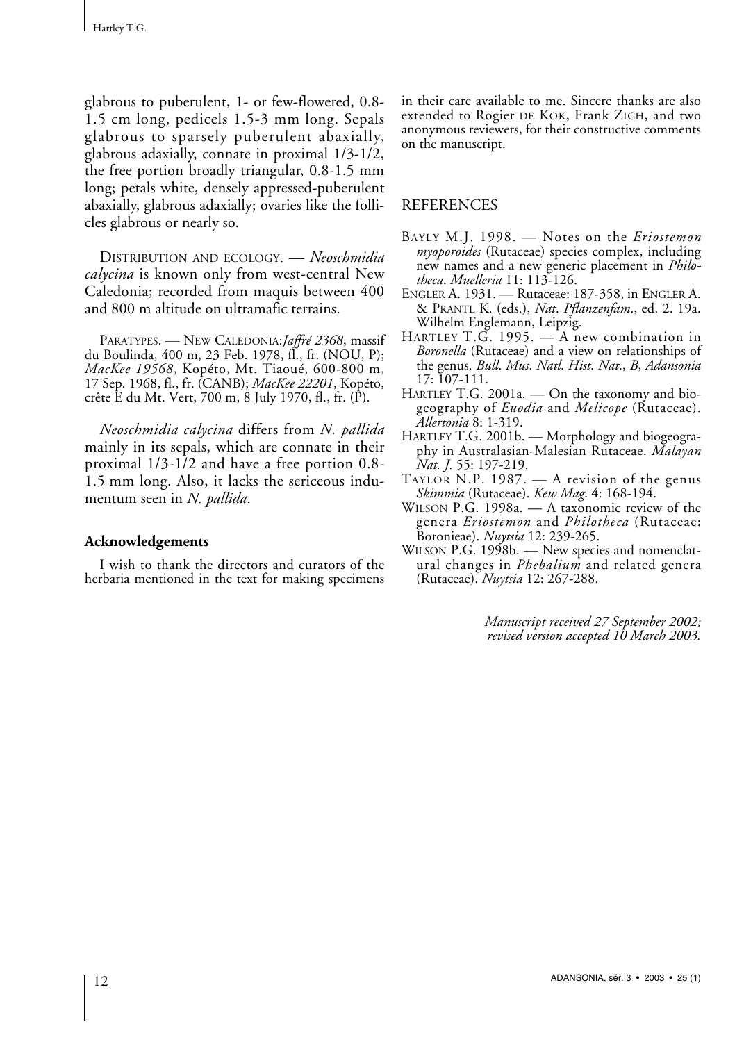glabrous to puberulent, 1- or few-flowered, 0.8-1.5 cm long, pedicels 1.5-3 mm long. Sepals glabrous to sparsely puberulent abaxially, glabrous adaxially, connate in proximal 1/3-1/2, the free portion broadly triangular, 0.8-1.5 mm long; petals white, densely appressed-puberulent abaxially, glabrous adaxially; ovaries like the follicles glabrous or nearly so.

DISTRIBUTION AND ECOLOGY. — *Neoschmidia calycina* is known only from west-central New Caledonia; recorded from maquis between 400 and 800 m altitude on ultramafic terrains.

PARATYPES. — NEW CALEDONIA: *Jaffré 2368*, massif du Boulinda, 400 m, 23 Feb. 1978, fl., fr. (NOU, P); *MacKee 19568*, Kopéto, Mt. Tiaoué, 600-800 m, 17 Sep. 1968, fl., fr. (CANB); *MacKee 22201*, Kopéto, crête E du Mt. Vert, 700 m, 8 July 1970, fl., fr. (P).

*Neoschmidia calycina* differs from *N. pallida* mainly in its sepals, which are connate in their proximal 1/3-1/2 and have a free portion 0.8-1.5 mm long. Also, it lacks the sericeous indumentum seen in *N. pallida*.

## Acknowledgements

I wish to thank the directors and curators of the herbaria mentioned in the text for making specimens in their care available to me. Sincere thanks are also extended to Rogier DE KOK, Frank ZICH, and two anonymous reviewers, for their constructive comments on the manuscript.

## REFERENCES

BAYLY M.J. 1998. — Notes on the *Eriostemon myoporoides* (Rutaceae) species complex, including new names and a new generic placement in *Philotheca*. *Muelleria* 11: 113-126.

ENGLER A. 1931. — Rutaceae: 187-358, in ENGLER A. & PRANTL K. (eds.), *Nat. Pflanzenfam*., ed. 2. 19a. Wilhelm Englemann, Leipzig.

HARTLEY T.G. 1995. — A new combination in *Boronella* (Rutaceae) and a view on relationships of the genus. *Bull. Mus. Natl. Hist. Nat*., *B*, *Adansonia* 17: 107-111.

HARTLEY T.G. 2001a. — On the taxonomy and biogeography of *Euodia* and *Melicope* (Rutaceae). *Allertonia* 8: 1-319.

HARTLEY T.G. 2001b. — Morphology and biogeography in Australasian-Malesian Rutaceae. *Malayan Nat. J*. 55: 197-219.

TAYLOR N.P. 1987. — A revision of the genus *Skimmia* (Rutaceae). *Kew Mag*. 4: 168-194.

WILSON P.G. 1998a. — A taxonomic review of the genera *Eriostemon* and *Philotheca* (Rutaceae: Boronieae). *Nuytsia* 12: 239-265.

WILSON P.G. 1998b. — New species and nomenclatural changes in *Phebalium* and related genera (Rutaceae). *Nuytsia* 12: 267-288.

*Manuscript received 27 September 2002;*
*revised version accepted 10 March 2003.*